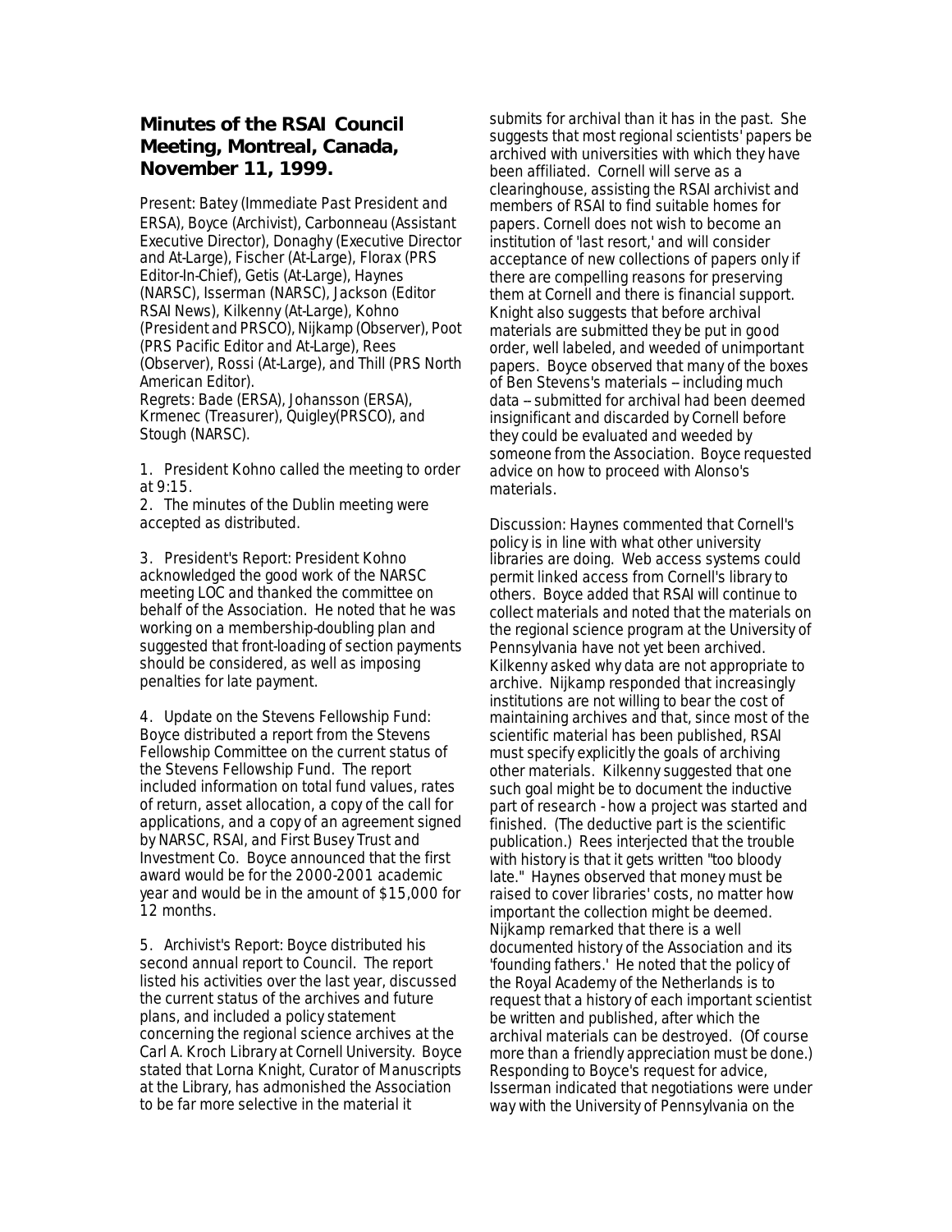## Minutes of the RSAI Council Meeting, Montreal, Canada, November 11, 1999.

Present: Batey (Immediate Past President and ERSA), Boyce (Archivist), Carbonneau (Assistant Executive Director), Donaghy (Executive Director and At-Large), Fischer (At-Large), Florax (PRS Editor-In-Chief), Getis (At-Large), Haynes (NARSC), Isserman (NARSC), Jackson (Editor RSAI News), Kilkenny (At-Large), Kohno (President and PRSCO), Nijkamp (Observer), Poot (PRS Pacific Editor and At-Large), Rees (Observer), Rossi (At-Large), and Thill (PRS North American Editor).
Regrets: Bade (ERSA), Johansson (ERSA), Krmenec (Treasurer), Quigley(PRSCO), and Stough (NARSC).

1. President Kohno called the meeting to order at 9:15.
2. The minutes of the Dublin meeting were accepted as distributed.

3. President's Report: President Kohno acknowledged the good work of the NARSC meeting LOC and thanked the committee on behalf of the Association. He noted that he was working on a membership-doubling plan and suggested that front-loading of section payments should be considered, as well as imposing penalties for late payment.

4. Update on the Stevens Fellowship Fund: Boyce distributed a report from the Stevens Fellowship Committee on the current status of the Stevens Fellowship Fund. The report included information on total fund values, rates of return, asset allocation, a copy of the call for applications, and a copy of an agreement signed by NARSC, RSAI, and First Busey Trust and Investment Co. Boyce announced that the first award would be for the 2000-2001 academic year and would be in the amount of $15,000 for 12 months.

5. Archivist's Report: Boyce distributed his second annual report to Council. The report listed his activities over the last year, discussed the current status of the archives and future plans, and included a policy statement concerning the regional science archives at the Carl A. Kroch Library at Cornell University. Boyce stated that Lorna Knight, Curator of Manuscripts at the Library, has admonished the Association to be far more selective in the material it submits for archival than it has in the past. She suggests that most regional scientists' papers be archived with universities with which they have been affiliated. Cornell will serve as a clearinghouse, assisting the RSAI archivist and members of RSAI to find suitable homes for papers. Cornell does not wish to become an institution of 'last resort,' and will consider acceptance of new collections of papers only if there are compelling reasons for preserving them at Cornell and there is financial support. Knight also suggests that before archival materials are submitted they be put in good order, well labeled, and weeded of unimportant papers. Boyce observed that many of the boxes of Ben Stevens's materials -- including much data -- submitted for archival had been deemed insignificant and discarded by Cornell before they could be evaluated and weeded by someone from the Association. Boyce requested advice on how to proceed with Alonso's materials.

Discussion: Haynes commented that Cornell's policy is in line with what other university libraries are doing. Web access systems could permit linked access from Cornell's library to others. Boyce added that RSAI will continue to collect materials and noted that the materials on the regional science program at the University of Pennsylvania have not yet been archived. Kilkenny asked why data are not appropriate to archive. Nijkamp responded that increasingly institutions are not willing to bear the cost of maintaining archives and that, since most of the scientific material has been published, RSAI must specify explicitly the goals of archiving other materials. Kilkenny suggested that one such goal might be to document the inductive part of research - how a project was started and finished. (The deductive part is the scientific publication.) Rees interjected that the trouble with history is that it gets written "too bloody late." Haynes observed that money must be raised to cover libraries' costs, no matter how important the collection might be deemed. Nijkamp remarked that there is a well documented history of the Association and its 'founding fathers.' He noted that the policy of the Royal Academy of the Netherlands is to request that a history of each important scientist be written and published, after which the archival materials can be destroyed. (Of course more than a friendly appreciation must be done.) Responding to Boyce's request for advice, Isserman indicated that negotiations were under way with the University of Pennsylvania on the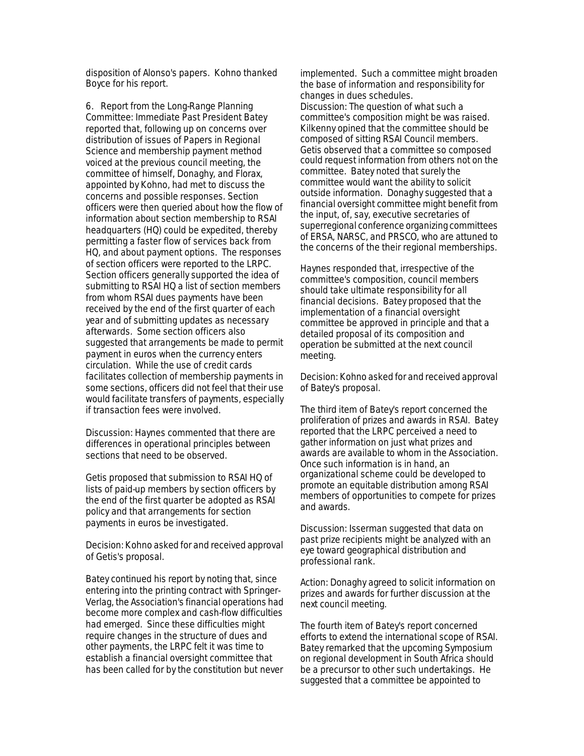disposition of Alonso's papers. Kohno thanked Boyce for his report.

6. Report from the Long-Range Planning Committee: Immediate Past President Batey reported that, following up on concerns over distribution of issues of Papers in Regional Science and membership payment method voiced at the previous council meeting, the committee of himself, Donaghy, and Florax, appointed by Kohno, had met to discuss the concerns and possible responses. Section officers were then queried about how the flow of information about section membership to RSAI headquarters (HQ) could be expedited, thereby permitting a faster flow of services back from HQ, and about payment options. The responses of section officers were reported to the LRPC. Section officers generally supported the idea of submitting to RSAI HQ a list of section members from whom RSAI dues payments have been received by the end of the first quarter of each year and of submitting updates as necessary afterwards. Some section officers also suggested that arrangements be made to permit payment in euros when the currency enters circulation. While the use of credit cards facilitates collection of membership payments in some sections, officers did not feel that their use would facilitate transfers of payments, especially if transaction fees were involved.

Discussion: Haynes commented that there are differences in operational principles between sections that need to be observed.

Getis proposed that submission to RSAI HQ of lists of paid-up members by section officers by the end of the first quarter be adopted as RSAI policy and that arrangements for section payments in euros be investigated.

Decision: Kohno asked for and received approval of Getis's proposal.

Batey continued his report by noting that, since entering into the printing contract with Springer-Verlag, the Association's financial operations had become more complex and cash-flow difficulties had emerged. Since these difficulties might require changes in the structure of dues and other payments, the LRPC felt it was time to establish a financial oversight committee that has been called for by the constitution but never implemented. Such a committee might broaden the base of information and responsibility for changes in dues schedules.
Discussion: The question of what such a committee's composition might be was raised. Kilkenny opined that the committee should be composed of sitting RSAI Council members. Getis observed that a committee so composed could request information from others not on the committee. Batey noted that surely the committee would want the ability to solicit outside information. Donaghy suggested that a financial oversight committee might benefit from the input, of, say, executive secretaries of superregional conference organizing committees of ERSA, NARSC, and PRSCO, who are attuned to the concerns of the their regional memberships.

Haynes responded that, irrespective of the committee's composition, council members should take ultimate responsibility for all financial decisions. Batey proposed that the implementation of a financial oversight committee be approved in principle and that a detailed proposal of its composition and operation be submitted at the next council meeting.

Decision: Kohno asked for and received approval of Batey's proposal.

The third item of Batey's report concerned the proliferation of prizes and awards in RSAI. Batey reported that the LRPC perceived a need to gather information on just what prizes and awards are available to whom in the Association. Once such information is in hand, an organizational scheme could be developed to promote an equitable distribution among RSAI members of opportunities to compete for prizes and awards.

Discussion: Isserman suggested that data on past prize recipients might be analyzed with an eye toward geographical distribution and professional rank.

Action: Donaghy agreed to solicit information on prizes and awards for further discussion at the next council meeting.

The fourth item of Batey's report concerned efforts to extend the international scope of RSAI. Batey remarked that the upcoming Symposium on regional development in South Africa should be a precursor to other such undertakings. He suggested that a committee be appointed to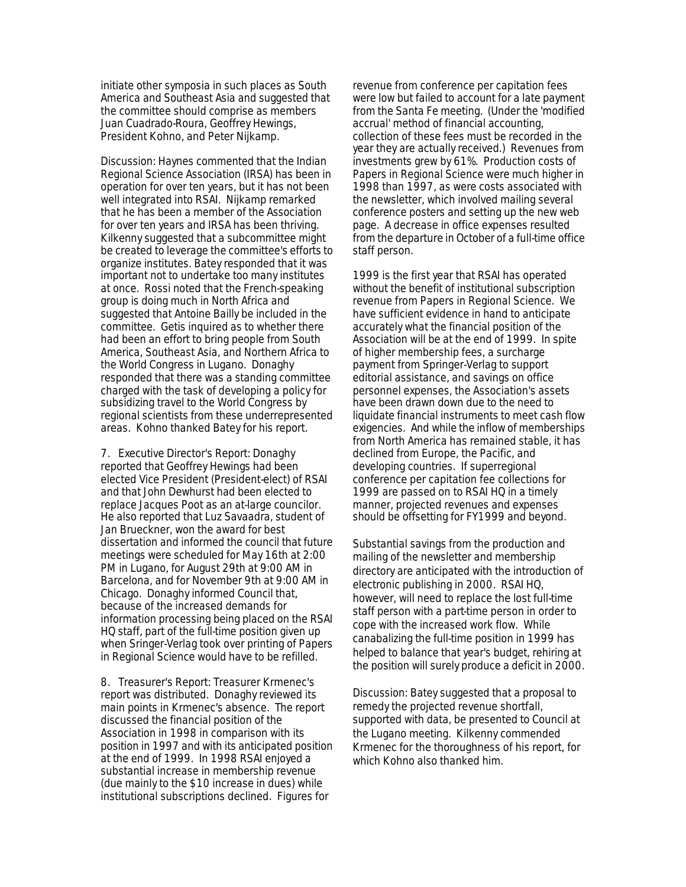initiate other symposia in such places as South America and Southeast Asia and suggested that the committee should comprise as members Juan Cuadrado-Roura, Geoffrey Hewings, President Kohno, and Peter Nijkamp.

Discussion: Haynes commented that the Indian Regional Science Association (IRSA) has been in operation for over ten years, but it has not been well integrated into RSAI. Nijkamp remarked that he has been a member of the Association for over ten years and IRSA has been thriving. Kilkenny suggested that a subcommittee might be created to leverage the committee's efforts to organize institutes. Batey responded that it was important not to undertake too many institutes at once. Rossi noted that the French-speaking group is doing much in North Africa and suggested that Antoine Bailly be included in the committee. Getis inquired as to whether there had been an effort to bring people from South America, Southeast Asia, and Northern Africa to the World Congress in Lugano. Donaghy responded that there was a standing committee charged with the task of developing a policy for subsidizing travel to the World Congress by regional scientists from these underrepresented areas. Kohno thanked Batey for his report.

7. Executive Director's Report: Donaghy reported that Geoffrey Hewings had been elected Vice President (President-elect) of RSAI and that John Dewhurst had been elected to replace Jacques Poot as an at-large councilor. He also reported that Luz Savaadra, student of Jan Brueckner, won the award for best dissertation and informed the council that future meetings were scheduled for May 16th at 2:00 PM in Lugano, for August 29th at 9:00 AM in Barcelona, and for November 9th at 9:00 AM in Chicago. Donaghy informed Council that, because of the increased demands for information processing being placed on the RSAI HQ staff, part of the full-time position given up when Sringer-Verlag took over printing of Papers in Regional Science would have to be refilled.

8. Treasurer's Report: Treasurer Krmenec's report was distributed. Donaghy reviewed its main points in Krmenec's absence. The report discussed the financial position of the Association in 1998 in comparison with its position in 1997 and with its anticipated position at the end of 1999. In 1998 RSAI enjoyed a substantial increase in membership revenue (due mainly to the $10 increase in dues) while institutional subscriptions declined. Figures for revenue from conference per capitation fees were low but failed to account for a late payment from the Santa Fe meeting. (Under the 'modified accrual' method of financial accounting, collection of these fees must be recorded in the year they are actually received.) Revenues from investments grew by 61%. Production costs of Papers in Regional Science were much higher in 1998 than 1997, as were costs associated with the newsletter, which involved mailing several conference posters and setting up the new web page. A decrease in office expenses resulted from the departure in October of a full-time office staff person.

1999 is the first year that RSAI has operated without the benefit of institutional subscription revenue from Papers in Regional Science. We have sufficient evidence in hand to anticipate accurately what the financial position of the Association will be at the end of 1999. In spite of higher membership fees, a surcharge payment from Springer-Verlag to support editorial assistance, and savings on office personnel expenses, the Association's assets have been drawn down due to the need to liquidate financial instruments to meet cash flow exigencies. And while the inflow of memberships from North America has remained stable, it has declined from Europe, the Pacific, and developing countries. If superregional conference per capitation fee collections for 1999 are passed on to RSAI HQ in a timely manner, projected revenues and expenses should be offsetting for FY1999 and beyond.

Substantial savings from the production and mailing of the newsletter and membership directory are anticipated with the introduction of electronic publishing in 2000. RSAI HQ, however, will need to replace the lost full-time staff person with a part-time person in order to cope with the increased work flow. While canabalizing the full-time position in 1999 has helped to balance that year's budget, rehiring at the position will surely produce a deficit in 2000.

Discussion: Batey suggested that a proposal to remedy the projected revenue shortfall, supported with data, be presented to Council at the Lugano meeting. Kilkenny commended Krmenec for the thoroughness of his report, for which Kohno also thanked him.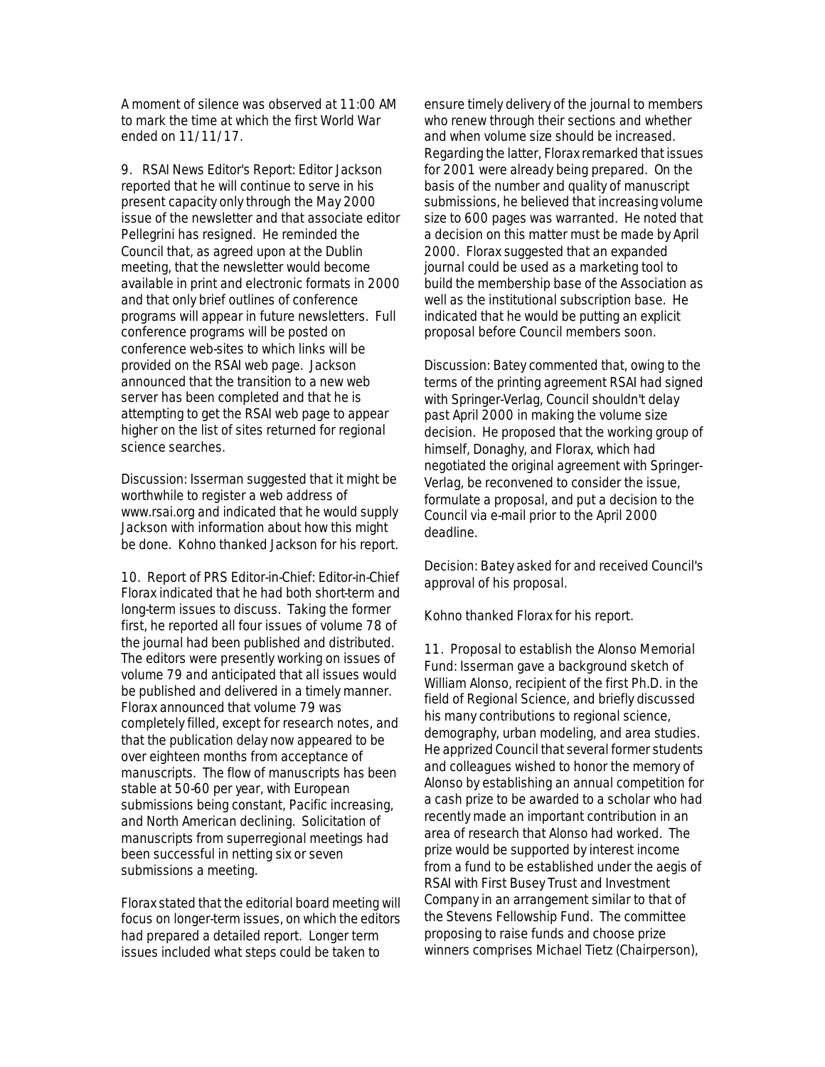A moment of silence was observed at 11:00 AM to mark the time at which the first World War ended on 11/11/17.

9. RSAI News Editor's Report: Editor Jackson reported that he will continue to serve in his present capacity only through the May 2000 issue of the newsletter and that associate editor Pellegrini has resigned. He reminded the Council that, as agreed upon at the Dublin meeting, that the newsletter would become available in print and electronic formats in 2000 and that only brief outlines of conference programs will appear in future newsletters. Full conference programs will be posted on conference web-sites to which links will be provided on the RSAI web page. Jackson announced that the transition to a new web server has been completed and that he is attempting to get the RSAI web page to appear higher on the list of sites returned for regional science searches.

Discussion: Isserman suggested that it might be worthwhile to register a web address of www.rsai.org and indicated that he would supply Jackson with information about how this might be done. Kohno thanked Jackson for his report.

10. Report of PRS Editor-in-Chief: Editor-in-Chief Florax indicated that he had both short-term and long-term issues to discuss. Taking the former first, he reported all four issues of volume 78 of the journal had been published and distributed. The editors were presently working on issues of volume 79 and anticipated that all issues would be published and delivered in a timely manner. Florax announced that volume 79 was completely filled, except for research notes, and that the publication delay now appeared to be over eighteen months from acceptance of manuscripts. The flow of manuscripts has been stable at 50-60 per year, with European submissions being constant, Pacific increasing, and North American declining. Solicitation of manuscripts from superregional meetings had been successful in netting six or seven submissions a meeting.

Florax stated that the editorial board meeting will focus on longer-term issues, on which the editors had prepared a detailed report. Longer term issues included what steps could be taken to ensure timely delivery of the journal to members who renew through their sections and whether and when volume size should be increased. Regarding the latter, Florax remarked that issues for 2001 were already being prepared. On the basis of the number and quality of manuscript submissions, he believed that increasing volume size to 600 pages was warranted. He noted that a decision on this matter must be made by April 2000. Florax suggested that an expanded journal could be used as a marketing tool to build the membership base of the Association as well as the institutional subscription base. He indicated that he would be putting an explicit proposal before Council members soon.

Discussion: Batey commented that, owing to the terms of the printing agreement RSAI had signed with Springer-Verlag, Council shouldn't delay past April 2000 in making the volume size decision. He proposed that the working group of himself, Donaghy, and Florax, which had negotiated the original agreement with Springer-Verlag, be reconvened to consider the issue, formulate a proposal, and put a decision to the Council via e-mail prior to the April 2000 deadline.

Decision: Batey asked for and received Council's approval of his proposal.

Kohno thanked Florax for his report.

11. Proposal to establish the Alonso Memorial Fund: Isserman gave a background sketch of William Alonso, recipient of the first Ph.D. in the field of Regional Science, and briefly discussed his many contributions to regional science, demography, urban modeling, and area studies. He apprized Council that several former students and colleagues wished to honor the memory of Alonso by establishing an annual competition for a cash prize to be awarded to a scholar who had recently made an important contribution in an area of research that Alonso had worked. The prize would be supported by interest income from a fund to be established under the aegis of RSAI with First Busey Trust and Investment Company in an arrangement similar to that of the Stevens Fellowship Fund. The committee proposing to raise funds and choose prize winners comprises Michael Tietz (Chairperson),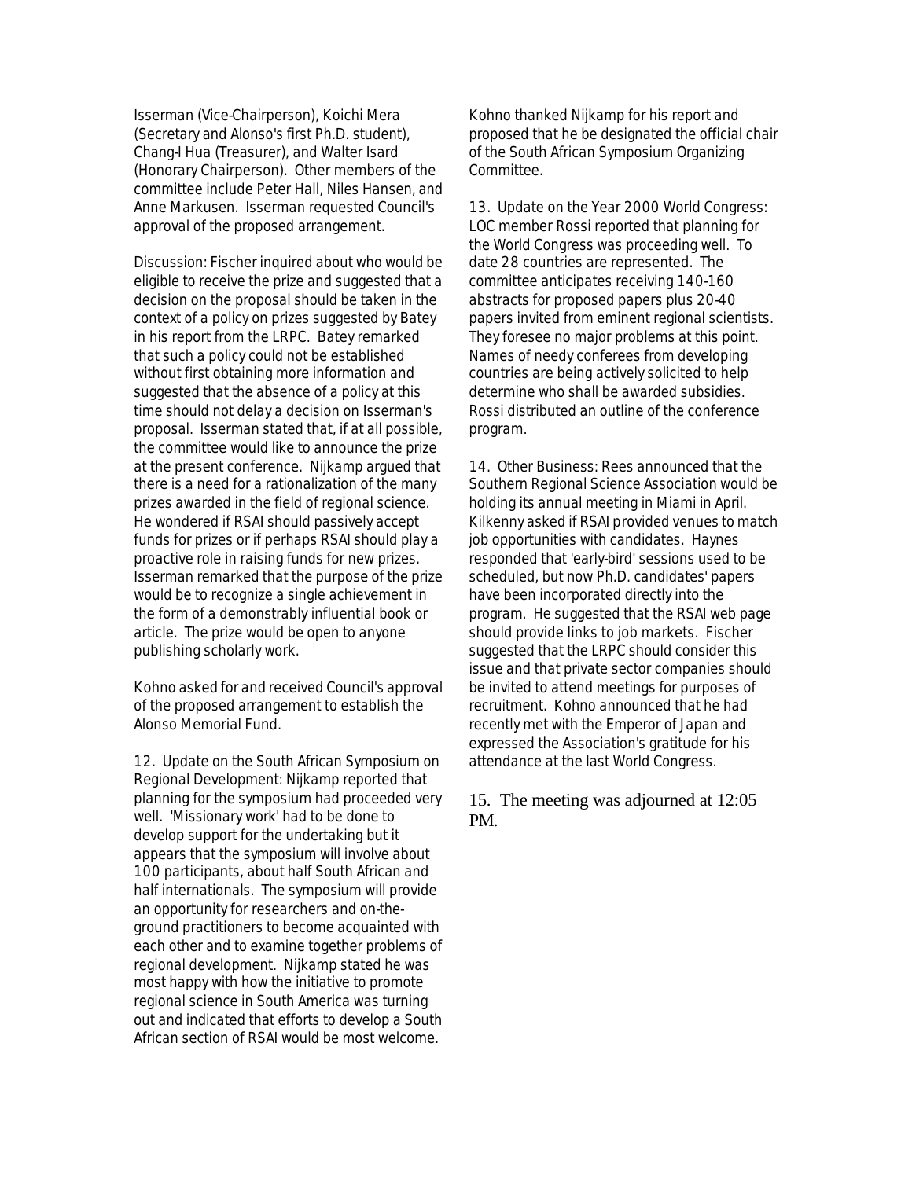Isserman (Vice-Chairperson), Koichi Mera (Secretary and Alonso's first Ph.D. student), Chang-I Hua (Treasurer), and Walter Isard (Honorary Chairperson). Other members of the committee include Peter Hall, Niles Hansen, and Anne Markusen. Isserman requested Council's approval of the proposed arrangement.

Discussion: Fischer inquired about who would be eligible to receive the prize and suggested that a decision on the proposal should be taken in the context of a policy on prizes suggested by Batey in his report from the LRPC. Batey remarked that such a policy could not be established without first obtaining more information and suggested that the absence of a policy at this time should not delay a decision on Isserman's proposal. Isserman stated that, if at all possible, the committee would like to announce the prize at the present conference. Nijkamp argued that there is a need for a rationalization of the many prizes awarded in the field of regional science. He wondered if RSAI should passively accept funds for prizes or if perhaps RSAI should play a proactive role in raising funds for new prizes. Isserman remarked that the purpose of the prize would be to recognize a single achievement in the form of a demonstrably influential book or article. The prize would be open to anyone publishing scholarly work.

Kohno asked for and received Council's approval of the proposed arrangement to establish the Alonso Memorial Fund.

12. Update on the South African Symposium on Regional Development: Nijkamp reported that planning for the symposium had proceeded very well. 'Missionary work' had to be done to develop support for the undertaking but it appears that the symposium will involve about 100 participants, about half South African and half internationals. The symposium will provide an opportunity for researchers and on-the-ground practitioners to become acquainted with each other and to examine together problems of regional development. Nijkamp stated he was most happy with how the initiative to promote regional science in South America was turning out and indicated that efforts to develop a South African section of RSAI would be most welcome.

Kohno thanked Nijkamp for his report and proposed that he be designated the official chair of the South African Symposium Organizing Committee.

13. Update on the Year 2000 World Congress: LOC member Rossi reported that planning for the World Congress was proceeding well. To date 28 countries are represented. The committee anticipates receiving 140-160 abstracts for proposed papers plus 20-40 papers invited from eminent regional scientists. They foresee no major problems at this point. Names of needy conferees from developing countries are being actively solicited to help determine who shall be awarded subsidies. Rossi distributed an outline of the conference program.

14. Other Business: Rees announced that the Southern Regional Science Association would be holding its annual meeting in Miami in April. Kilkenny asked if RSAI provided venues to match job opportunities with candidates. Haynes responded that 'early-bird' sessions used to be scheduled, but now Ph.D. candidates' papers have been incorporated directly into the program. He suggested that the RSAI web page should provide links to job markets. Fischer suggested that the LRPC should consider this issue and that private sector companies should be invited to attend meetings for purposes of recruitment. Kohno announced that he had recently met with the Emperor of Japan and expressed the Association's gratitude for his attendance at the last World Congress.

15. The meeting was adjourned at 12:05 PM.